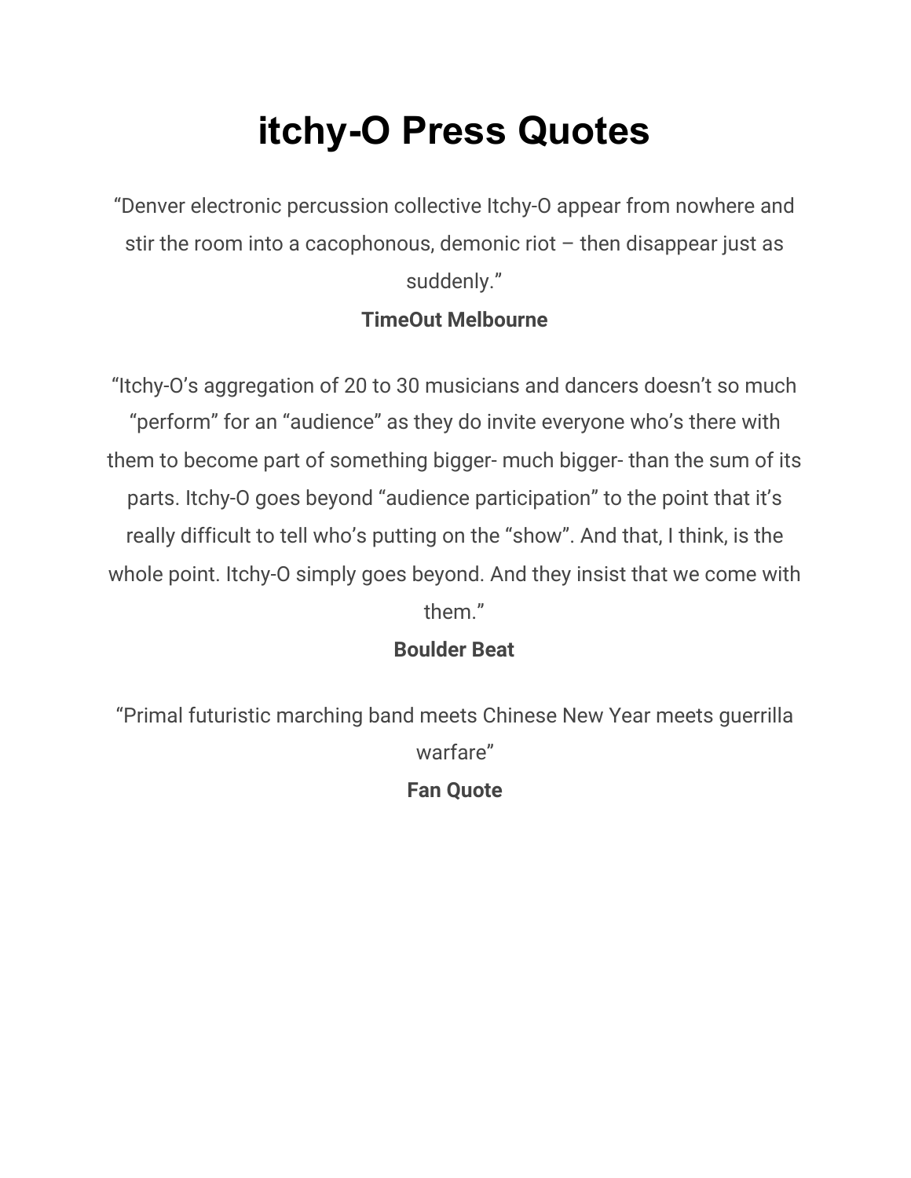# itchy-O Press Quotes

"Denver electronic percussion collective Itchy-O appear from nowhere and stir the room into a cacophonous, demonic riot – then disappear just as suddenly."

**TimeOut Melbourne**

"Itchy-O's aggregation of 20 to 30 musicians and dancers doesn't so much "perform" for an "audience" as they do invite everyone who's there with them to become part of something bigger- much bigger- than the sum of its parts. Itchy-O goes beyond "audience participation" to the point that it's really difficult to tell who's putting on the "show". And that, I think, is the whole point. Itchy-O simply goes beyond. And they insist that we come with them."

**Boulder Beat**

"Primal futuristic marching band meets Chinese New Year meets guerrilla warfare"

**Fan Quote**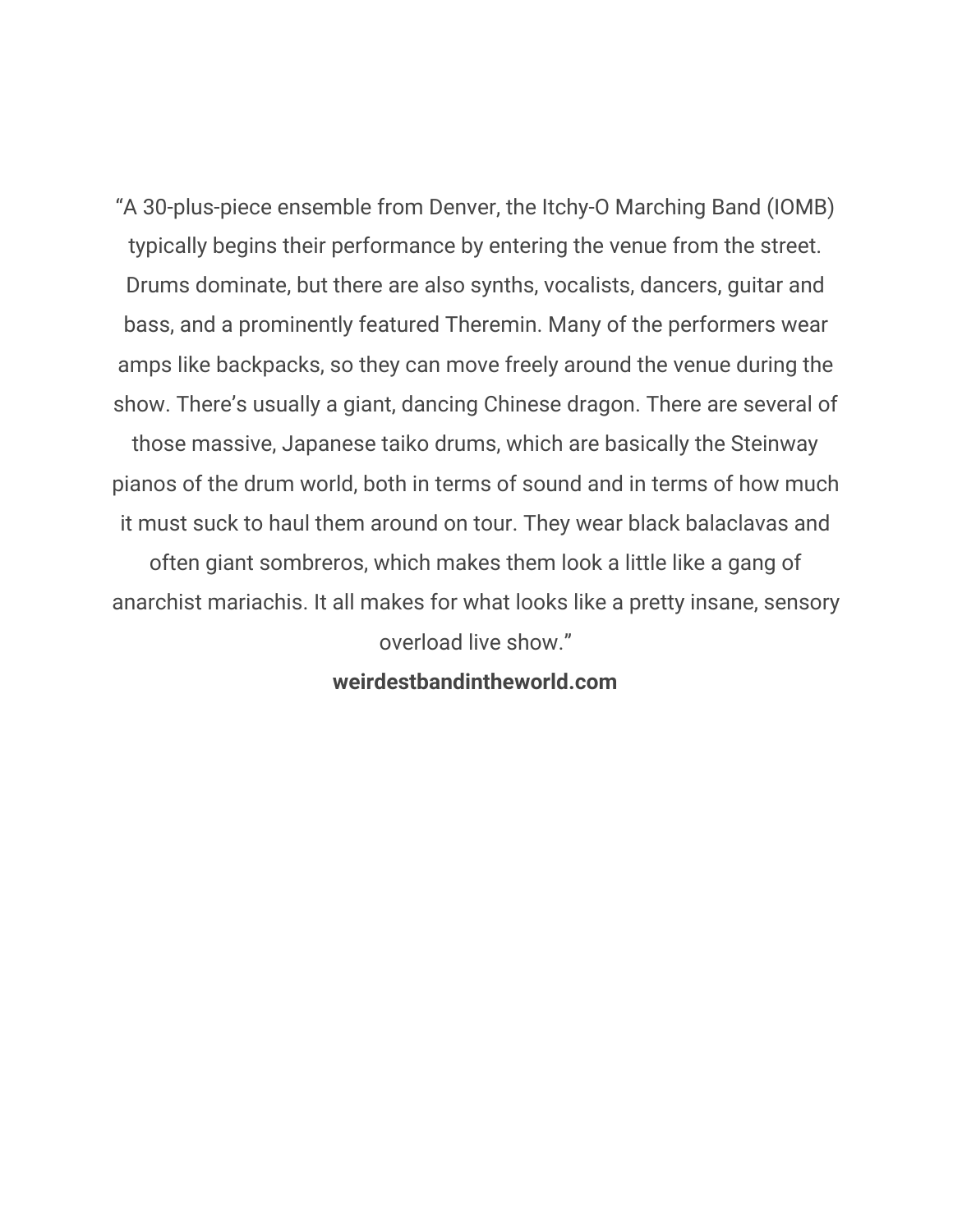“A 30-plus-piece ensemble from Denver, the Itchy-O Marching Band (IOMB) typically begins their performance by entering the venue from the street. Drums dominate, but there are also synths, vocalists, dancers, guitar and bass, and a prominently featured Theremin. Many of the performers wear amps like backpacks, so they can move freely around the venue during the show. There’s usually a giant, dancing Chinese dragon. There are several of those massive, Japanese taiko drums, which are basically the Steinway pianos of the drum world, both in terms of sound and in terms of how much it must suck to haul them around on tour. They wear black balaclavas and often giant sombreros, which makes them look a little like a gang of anarchist mariachis. It all makes for what looks like a pretty insane, sensory overload live show.”

**weirdestbandintheworld.com**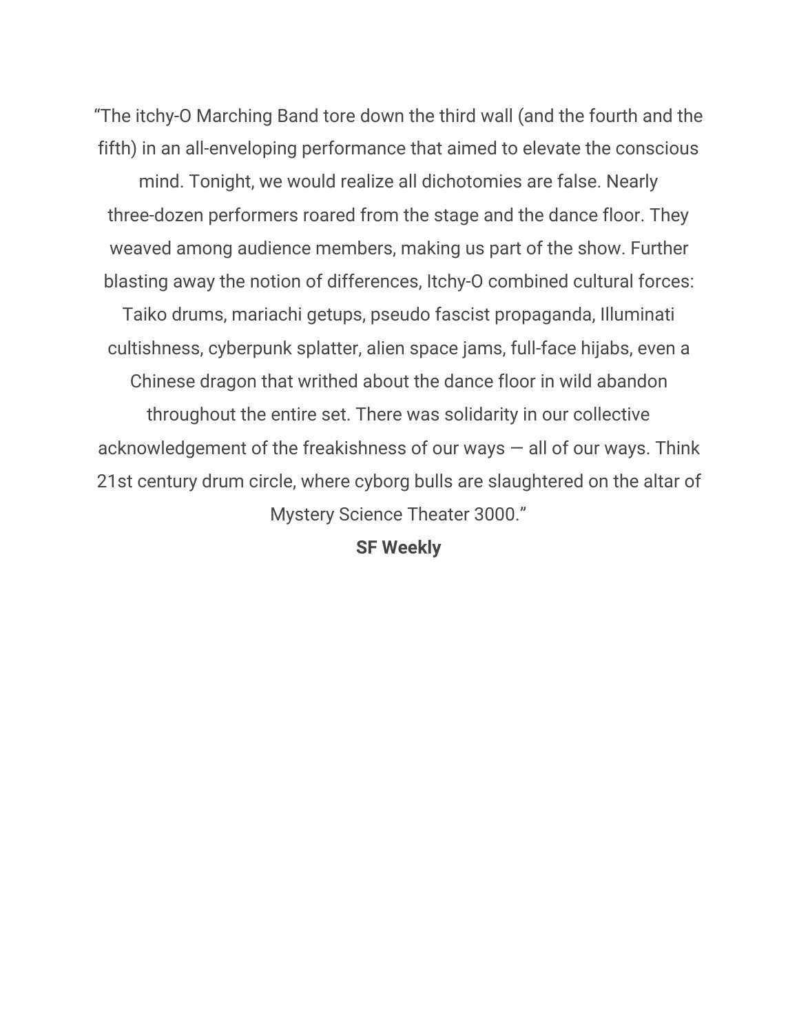“The itchy-O Marching Band tore down the third wall (and the fourth and the fifth) in an all-enveloping performance that aimed to elevate the conscious mind. Tonight, we would realize all dichotomies are false. Nearly three-dozen performers roared from the stage and the dance floor. They weaved among audience members, making us part of the show. Further blasting away the notion of differences, Itchy-O combined cultural forces: Taiko drums, mariachi getups, pseudo fascist propaganda, Illuminati cultishness, cyberpunk splatter, alien space jams, full-face hijabs, even a Chinese dragon that writhed about the dance floor in wild abandon throughout the entire set. There was solidarity in our collective acknowledgement of the freakishness of our ways — all of our ways. Think 21st century drum circle, where cyborg bulls are slaughtered on the altar of Mystery Science Theater 3000.”

**SF Weekly**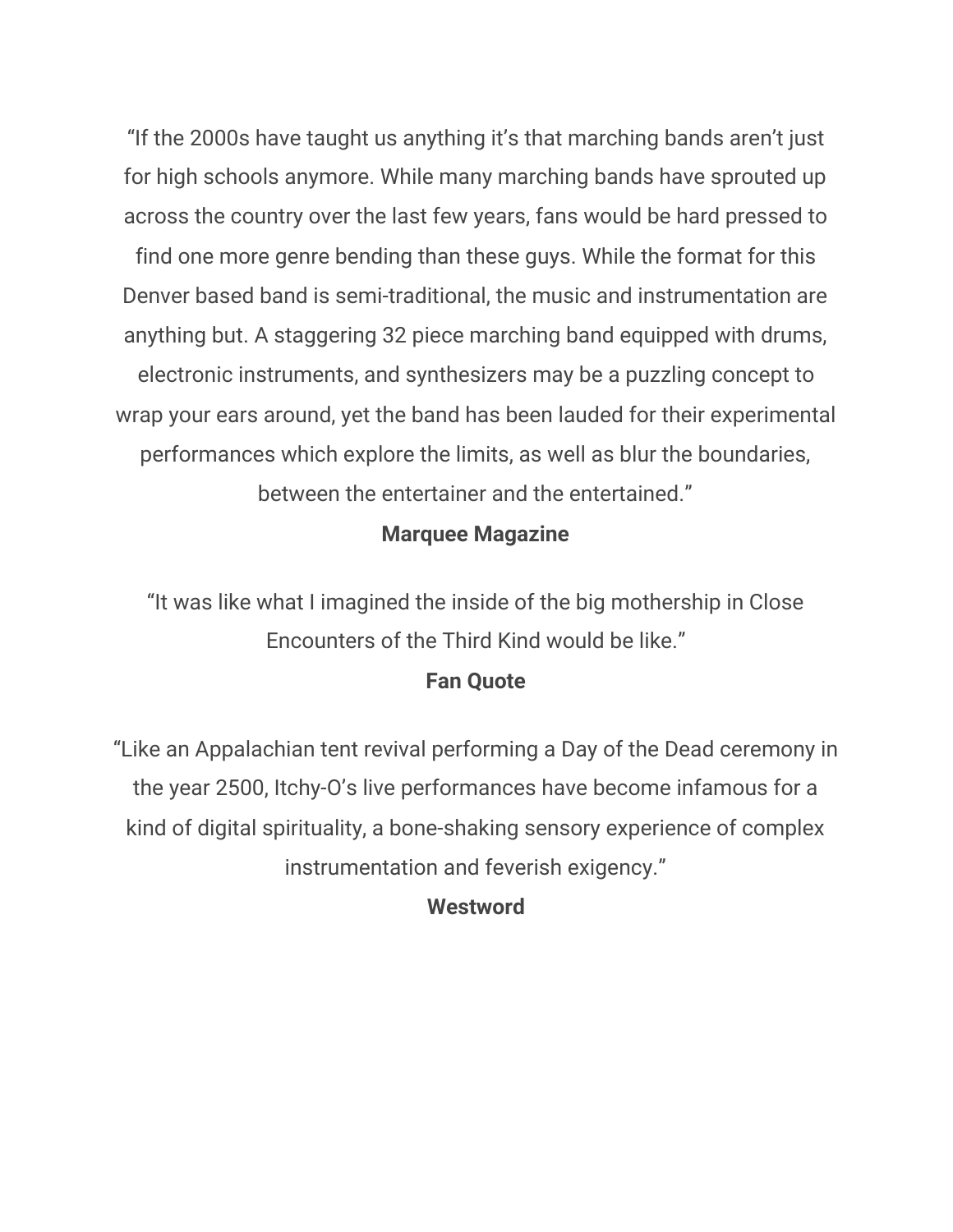"If the 2000s have taught us anything it's that marching bands aren't just for high schools anymore. While many marching bands have sprouted up across the country over the last few years, fans would be hard pressed to find one more genre bending than these guys. While the format for this Denver based band is semi-traditional, the music and instrumentation are anything but. A staggering 32 piece marching band equipped with drums, electronic instruments, and synthesizers may be a puzzling concept to wrap your ears around, yet the band has been lauded for their experimental performances which explore the limits, as well as blur the boundaries, between the entertainer and the entertained."

**Marquee Magazine**

"It was like what I imagined the inside of the big mothership in Close Encounters of the Third Kind would be like."

**Fan Quote**

"Like an Appalachian tent revival performing a Day of the Dead ceremony in the year 2500, Itchy-O's live performances have become infamous for a kind of digital spirituality, a bone-shaking sensory experience of complex instrumentation and feverish exigency."

**Westword**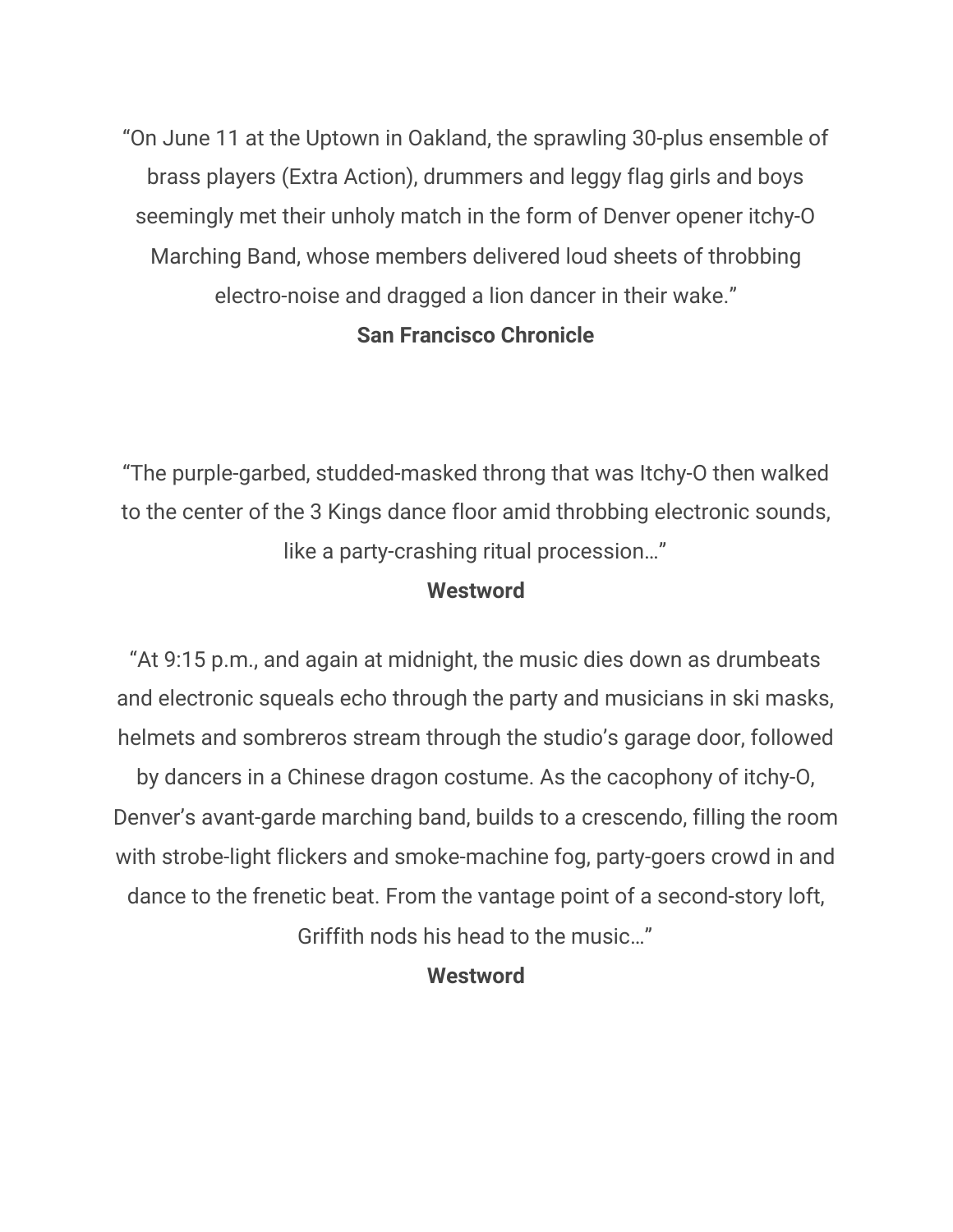"On June 11 at the Uptown in Oakland, the sprawling 30-plus ensemble of brass players (Extra Action), drummers and leggy flag girls and boys seemingly met their unholy match in the form of Denver opener itchy-O Marching Band, whose members delivered loud sheets of throbbing electro-noise and dragged a lion dancer in their wake."

**San Francisco Chronicle**

"The purple-garbed, studded-masked throng that was Itchy-O then walked to the center of the 3 Kings dance floor amid throbbing electronic sounds, like a party-crashing ritual procession…"

**Westword**

"At 9:15 p.m., and again at midnight, the music dies down as drumbeats and electronic squeals echo through the party and musicians in ski masks, helmets and sombreros stream through the studio's garage door, followed by dancers in a Chinese dragon costume. As the cacophony of itchy-O, Denver's avant-garde marching band, builds to a crescendo, filling the room with strobe-light flickers and smoke-machine fog, party-goers crowd in and dance to the frenetic beat. From the vantage point of a second-story loft, Griffith nods his head to the music…"

**Westword**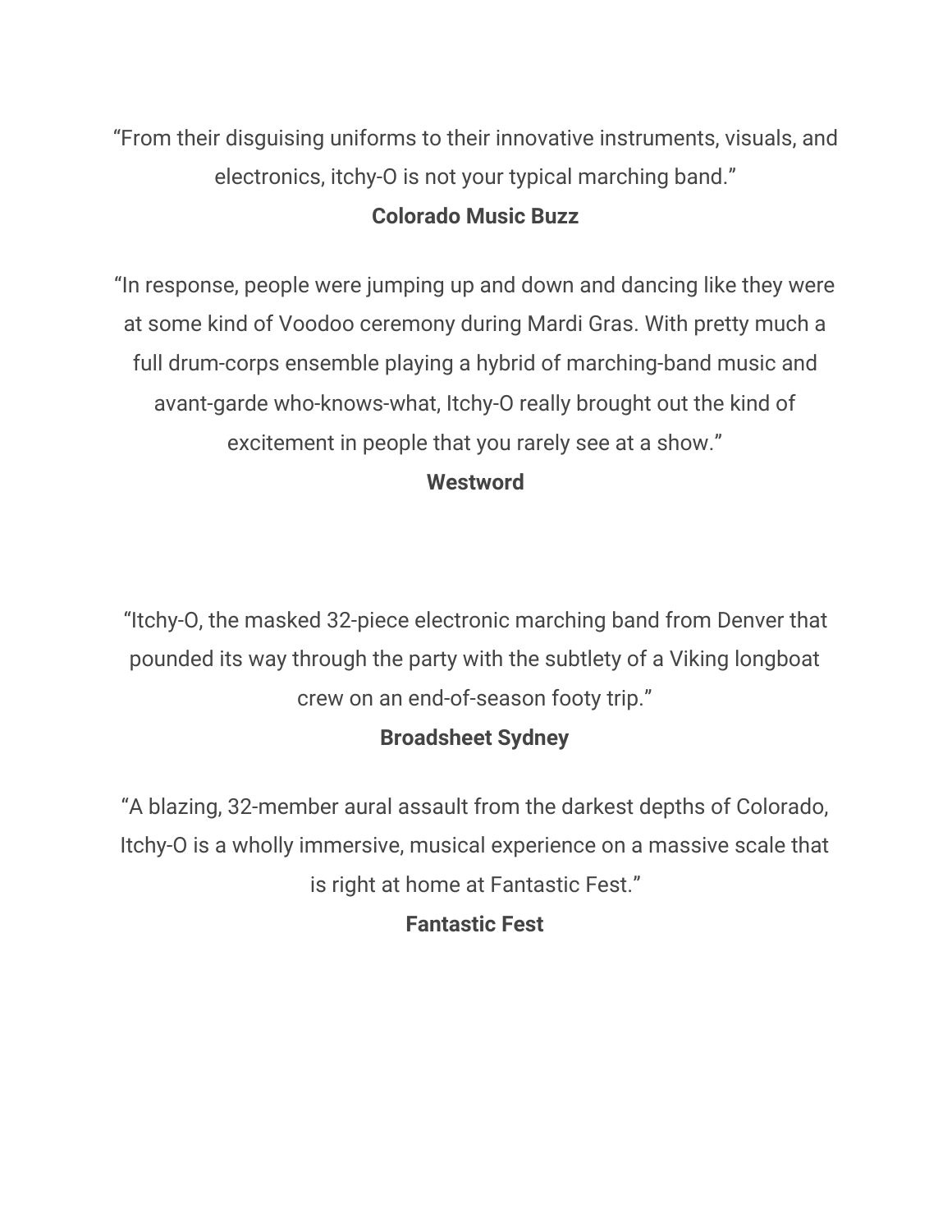“From their disguising uniforms to their innovative instruments, visuals, and electronics, itchy-O is not your typical marching band.”

**Colorado Music Buzz**

“In response, people were jumping up and down and dancing like they were at some kind of Voodoo ceremony during Mardi Gras. With pretty much a full drum-corps ensemble playing a hybrid of marching-band music and avant-garde who-knows-what, Itchy-O really brought out the kind of excitement in people that you rarely see at a show.”

**Westword**

“Itchy-O, the masked 32-piece electronic marching band from Denver that pounded its way through the party with the subtlety of a Viking longboat crew on an end-of-season footy trip.”

**Broadsheet Sydney**

“A blazing, 32-member aural assault from the darkest depths of Colorado, Itchy-O is a wholly immersive, musical experience on a massive scale that is right at home at Fantastic Fest.”

**Fantastic Fest**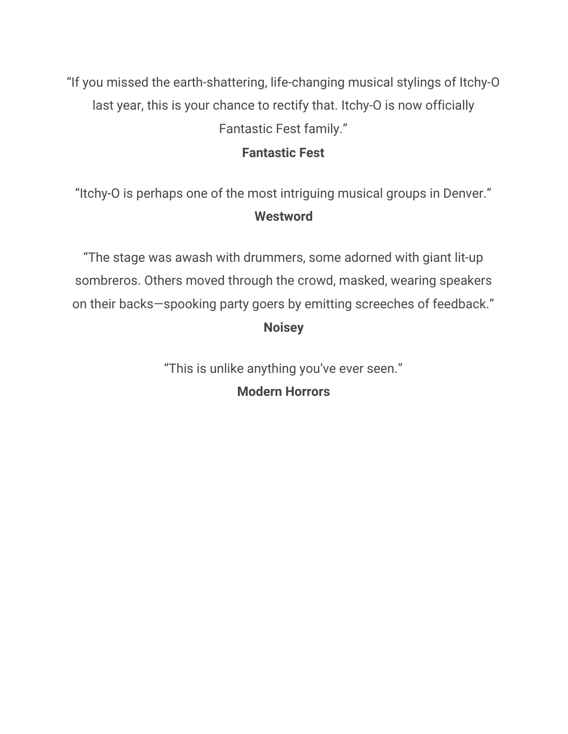"If you missed the earth-shattering, life-changing musical stylings of Itchy-O last year, this is your chance to rectify that. Itchy-O is now officially Fantastic Fest family."

**Fantastic Fest**

"Itchy-O is perhaps one of the most intriguing musical groups in Denver."

**Westword**

"The stage was awash with drummers, some adorned with giant lit-up sombreros. Others moved through the crowd, masked, wearing speakers on their backs—spooking party goers by emitting screeches of feedback."

**Noisey**

"This is unlike anything you've ever seen."

**Modern Horrors**